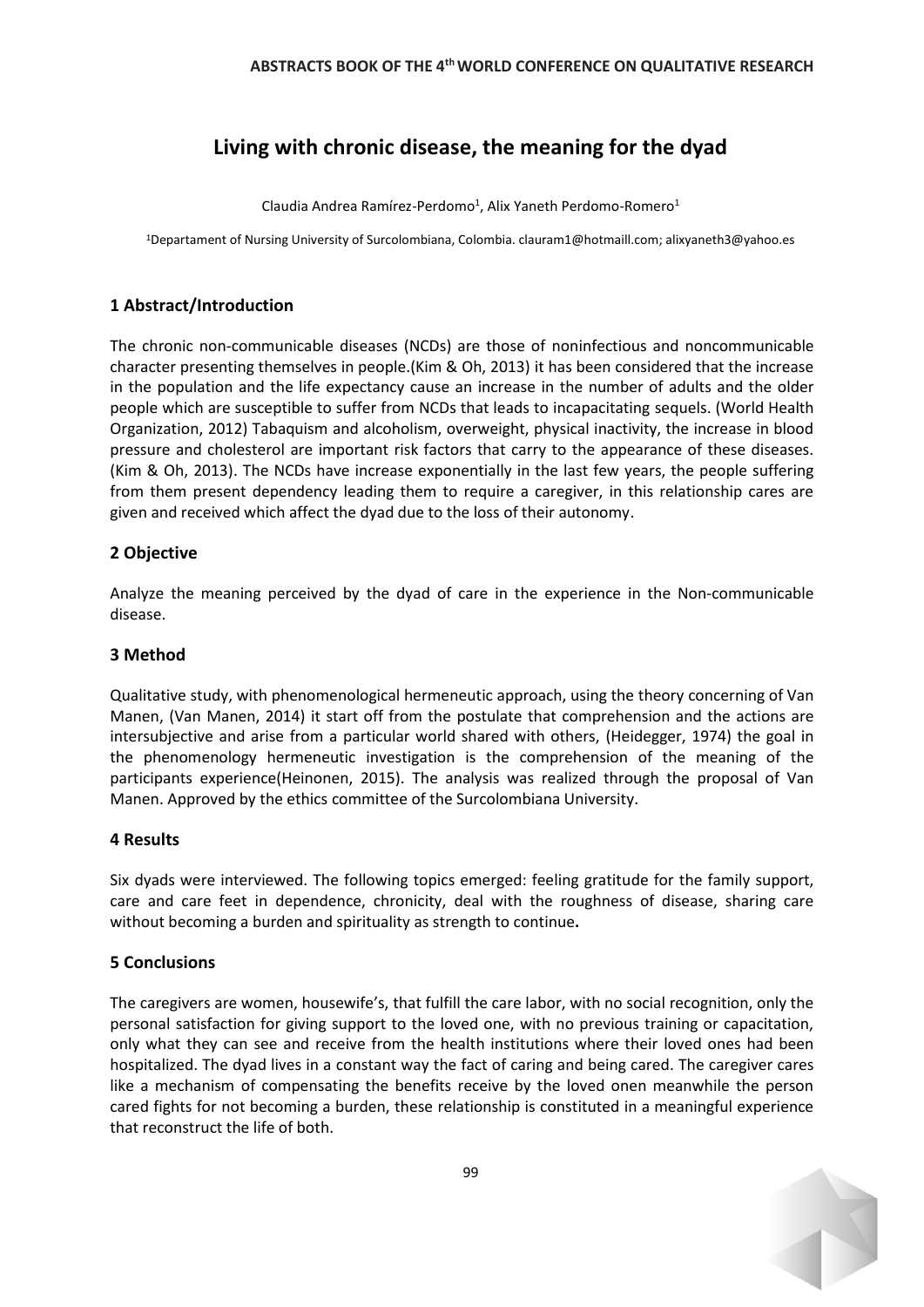# Living with chronic disease, the meaning for the dyad

Claudia Andrea Ramírez-Perdomo[1], Alix Yaneth Perdomo-Romero[1]

[1]Departament of Nursing University of Surcolombiana, Colombia. clauram1@hotmaill.com; alixyaneth3@yahoo.es

## 1 Abstract/Introduction

The chronic non-communicable diseases (NCDs) are those of noninfectious and noncommunicable character presenting themselves in people.(Kim & Oh, 2013) it has been considered that the increase in the population and the life expectancy cause an increase in the number of adults and the older people which are susceptible to suffer from NCDs that leads to incapacitating sequels. (World Health Organization, 2012) Tabaquism and alcoholism, overweight, physical inactivity, the increase in blood pressure and cholesterol are important risk factors that carry to the appearance of these diseases. (Kim & Oh, 2013). The NCDs have increase exponentially in the last few years, the people suffering from them present dependency leading them to require a caregiver, in this relationship cares are given and received which affect the dyad due to the loss of their autonomy.

## 2 Objective

Analyze the meaning perceived by the dyad of care in the experience in the Non-communicable disease.

## 3 Method

Qualitative study, with phenomenological hermeneutic approach, using the theory concerning of Van Manen, (Van Manen, 2014) it start off from the postulate that comprehension and the actions are intersubjective and arise from a particular world shared with others, (Heidegger, 1974) the goal in the phenomenology hermeneutic investigation is the comprehension of the meaning of the participants experience(Heinonen, 2015). The analysis was realized through the proposal of Van Manen. Approved by the ethics committee of the Surcolombiana University.

## 4 Results

Six dyads were interviewed. The following topics emerged: feeling gratitude for the family support, care and care feet in dependence, chronicity, deal with the roughness of disease, sharing care without becoming a burden and spirituality as strength to continue**.**

## 5 Conclusions

The caregivers are women, housewife's, that fulfill the care labor, with no social recognition, only the personal satisfaction for giving support to the loved one, with no previous training or capacitation, only what they can see and receive from the health institutions where their loved ones had been hospitalized. The dyad lives in a constant way the fact of caring and being cared. The caregiver cares like a mechanism of compensating the benefits receive by the loved onen meanwhile the person cared fights for not becoming a burden, these relationship is constituted in a meaningful experience that reconstruct the life of both.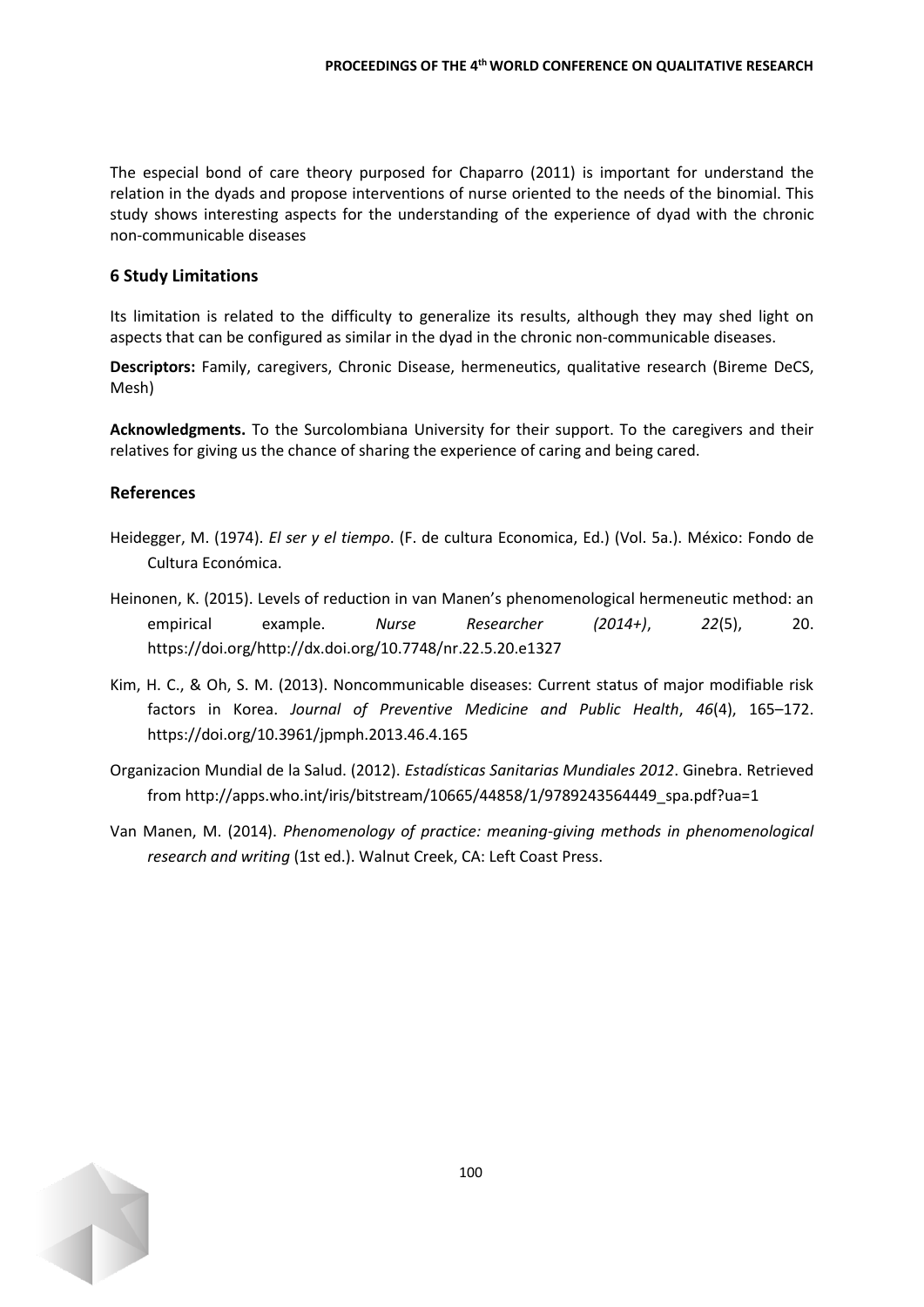The especial bond of care theory purposed for Chaparro (2011) is important for understand the relation in the dyads and propose interventions of nurse oriented to the needs of the binomial. This study shows interesting aspects for the understanding of the experience of dyad with the chronic non-communicable diseases

## 6 Study Limitations

Its limitation is related to the difficulty to generalize its results, although they may shed light on aspects that can be configured as similar in the dyad in the chronic non-communicable diseases.

**Descriptors:** Family, caregivers, Chronic Disease, hermeneutics, qualitative research (Bireme DeCS, Mesh)

**Acknowledgments.** To the Surcolombiana University for their support. To the caregivers and their relatives for giving us the chance of sharing the experience of caring and being cared.

## References

Heidegger, M. (1974). *El ser y el tiempo*. (F. de cultura Economica, Ed.) (Vol. 5a.). México: Fondo de Cultura Económica.

Heinonen, K. (2015). Levels of reduction in van Manen's phenomenological hermeneutic method: an empirical example. *Nurse Researcher (2014+)*, *22*(5), 20. https://doi.org/http://dx.doi.org/10.7748/nr.22.5.20.e1327

Kim, H. C., & Oh, S. M. (2013). Noncommunicable diseases: Current status of major modifiable risk factors in Korea. *Journal of Preventive Medicine and Public Health*, *46*(4), 165–172. https://doi.org/10.3961/jpmph.2013.46.4.165

Organizacion Mundial de la Salud. (2012). *Estadísticas Sanitarias Mundiales 2012*. Ginebra. Retrieved from http://apps.who.int/iris/bitstream/10665/44858/1/9789243564449_spa.pdf?ua=1

Van Manen, M. (2014). *Phenomenology of practice: meaning-giving methods in phenomenological research and writing* (1st ed.). Walnut Creek, CA: Left Coast Press.